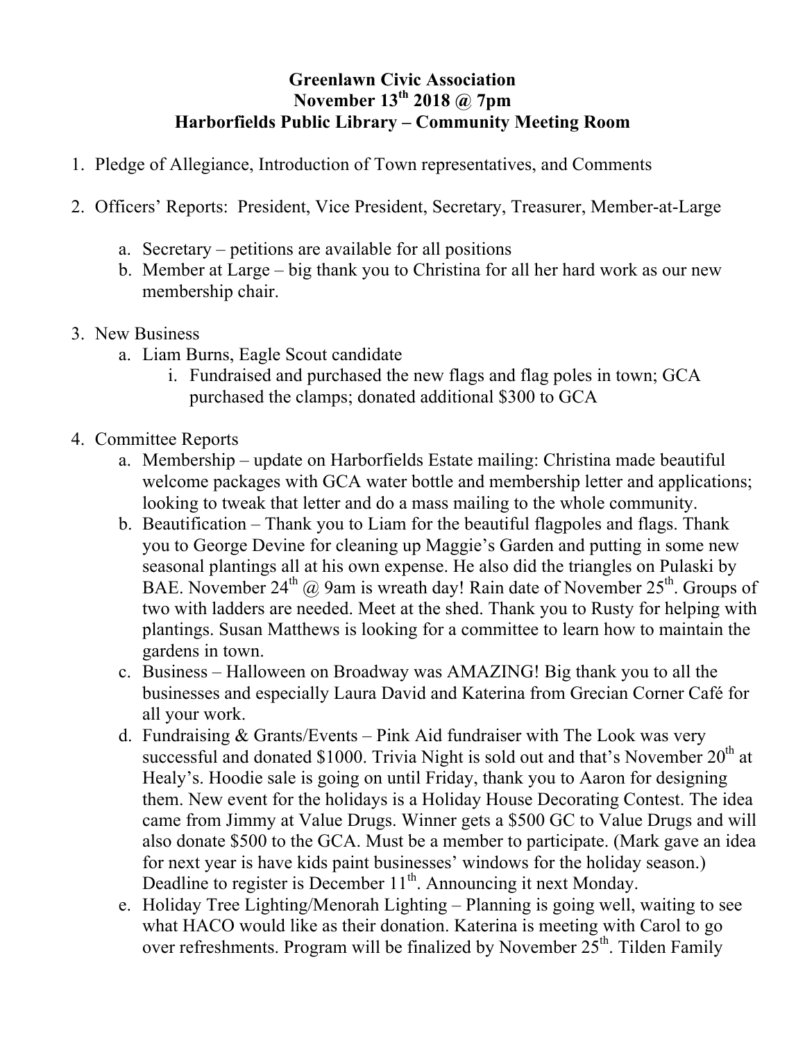**Greenlawn Civic Association**
**November 13th 2018 @ 7pm**
**Harborfields Public Library – Community Meeting Room**

1. Pledge of Allegiance, Introduction of Town representatives, and Comments

2. Officers' Reports: President, Vice President, Secretary, Treasurer, Member-at-Large

   a. Secretary – petitions are available for all positions
   b. Member at Large – big thank you to Christina for all her hard work as our new membership chair.

3. New Business
   a. Liam Burns, Eagle Scout candidate
      i. Fundraised and purchased the new flags and flag poles in town; GCA purchased the clamps; donated additional $300 to GCA

4. Committee Reports
   a. Membership – update on Harborfields Estate mailing: Christina made beautiful welcome packages with GCA water bottle and membership letter and applications; looking to tweak that letter and do a mass mailing to the whole community.
   b. Beautification – Thank you to Liam for the beautiful flagpoles and flags. Thank you to George Devine for cleaning up Maggie's Garden and putting in some new seasonal plantings all at his own expense. He also did the triangles on Pulaski by BAE. November 24th @ 9am is wreath day! Rain date of November 25th. Groups of two with ladders are needed. Meet at the shed. Thank you to Rusty for helping with plantings. Susan Matthews is looking for a committee to learn how to maintain the gardens in town.
   c. Business – Halloween on Broadway was AMAZING! Big thank you to all the businesses and especially Laura David and Katerina from Grecian Corner Café for all your work.
   d. Fundraising & Grants/Events – Pink Aid fundraiser with The Look was very successful and donated $1000. Trivia Night is sold out and that's November 20th at Healy's. Hoodie sale is going on until Friday, thank you to Aaron for designing them. New event for the holidays is a Holiday House Decorating Contest. The idea came from Jimmy at Value Drugs. Winner gets a $500 GC to Value Drugs and will also donate $500 to the GCA. Must be a member to participate. (Mark gave an idea for next year is have kids paint businesses' windows for the holiday season.) Deadline to register is December 11th. Announcing it next Monday.
   e. Holiday Tree Lighting/Menorah Lighting – Planning is going well, waiting to see what HACO would like as their donation. Katerina is meeting with Carol to go over refreshments. Program will be finalized by November 25th. Tilden Family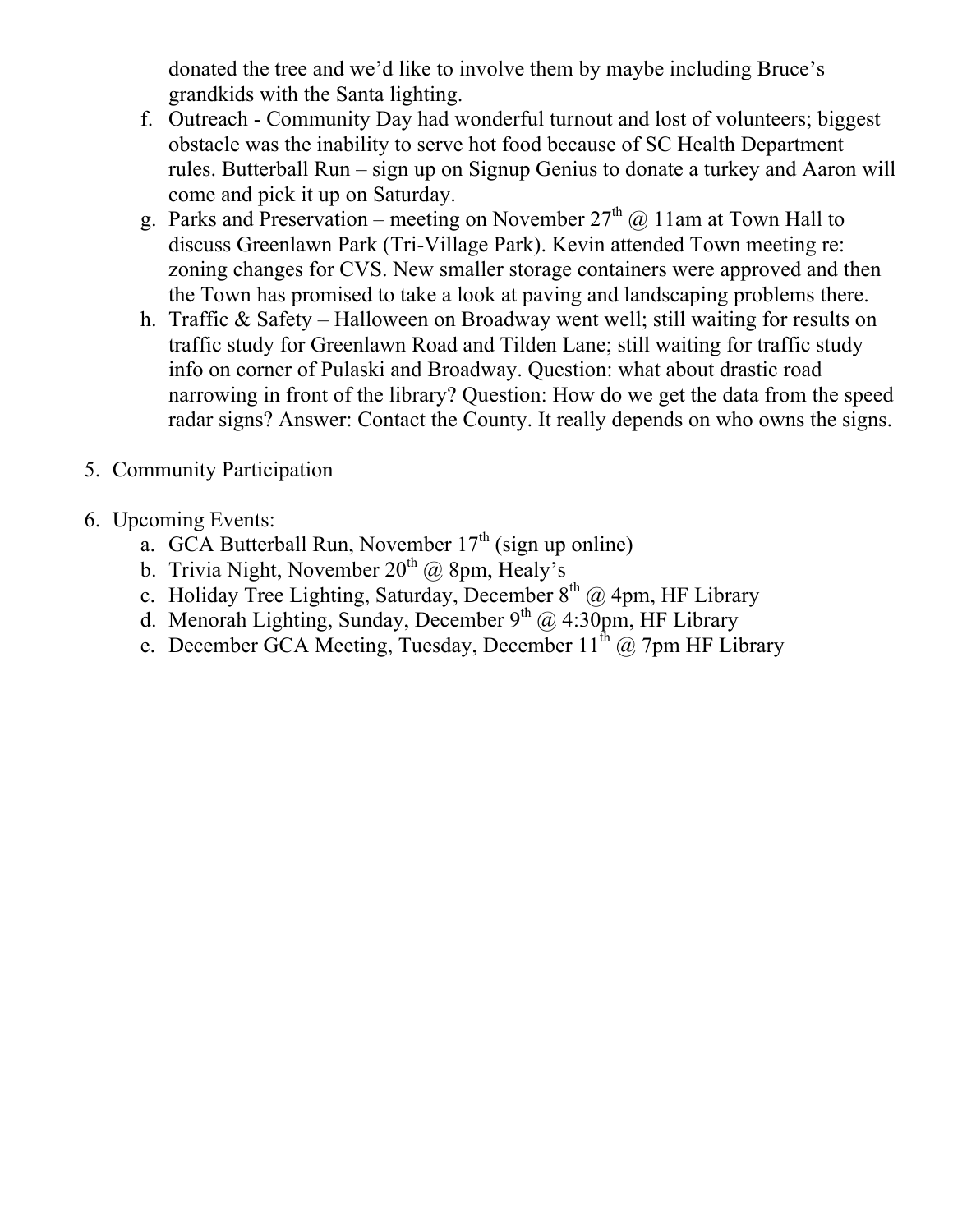donated the tree and we'd like to involve them by maybe including Bruce's grandkids with the Santa lighting.

f. Outreach - Community Day had wonderful turnout and lost of volunteers; biggest obstacle was the inability to serve hot food because of SC Health Department rules. Butterball Run – sign up on Signup Genius to donate a turkey and Aaron will come and pick it up on Saturday.
g. Parks and Preservation – meeting on November 27th @ 11am at Town Hall to discuss Greenlawn Park (Tri-Village Park). Kevin attended Town meeting re: zoning changes for CVS. New smaller storage containers were approved and then the Town has promised to take a look at paving and landscaping problems there.
h. Traffic & Safety – Halloween on Broadway went well; still waiting for results on traffic study for Greenlawn Road and Tilden Lane; still waiting for traffic study info on corner of Pulaski and Broadway. Question: what about drastic road narrowing in front of the library? Question: How do we get the data from the speed radar signs? Answer: Contact the County. It really depends on who owns the signs.

5. Community Participation

6. Upcoming Events:
   a. GCA Butterball Run, November 17th (sign up online)
   b. Trivia Night, November 20th @ 8pm, Healy's
   c. Holiday Tree Lighting, Saturday, December 8th @ 4pm, HF Library
   d. Menorah Lighting, Sunday, December 9th @ 4:30pm, HF Library
   e. December GCA Meeting, Tuesday, December 11th @ 7pm HF Library